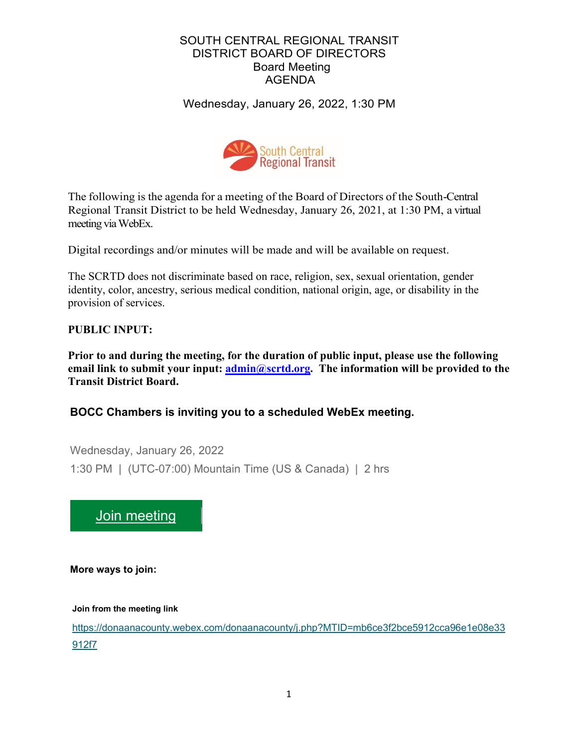SOUTH CENTRAL REGIONAL TRANSIT
DISTRICT BOARD OF DIRECTORS
Board Meeting
AGENDA

Wednesday, January 26, 2022, 1:30 PM

The following is the agenda for a meeting of the Board of Directors of the South-Central Regional Transit District to be held Wednesday, January 26, 2021, at 1:30 PM, a virtual meeting via WebEx.

Digital recordings and/or minutes will be made and will be available on request.

The SCRTD does not discriminate based on race, religion, sex, sexual orientation, gender identity, color, ancestry, serious medical condition, national origin, age, or disability in the provision of services.

**PUBLIC INPUT:**

**Prior to and during the meeting, for the duration of public input, please use the following email link to submit your input: admin@scrtd.org. The information will be provided to the Transit District Board.**

**BOCC Chambers is inviting you to a scheduled WebEx meeting.**

Wednesday, January 26, 2022

1:30 PM | (UTC-07:00) Mountain Time (US & Canada) | 2 hrs

Join meeting

**More ways to join:**

**Join from the meeting link**

https://donaanacounty.webex.com/donaanacounty/j.php?MTID=mb6ce3f2bce5912cca96e1e08e33912f7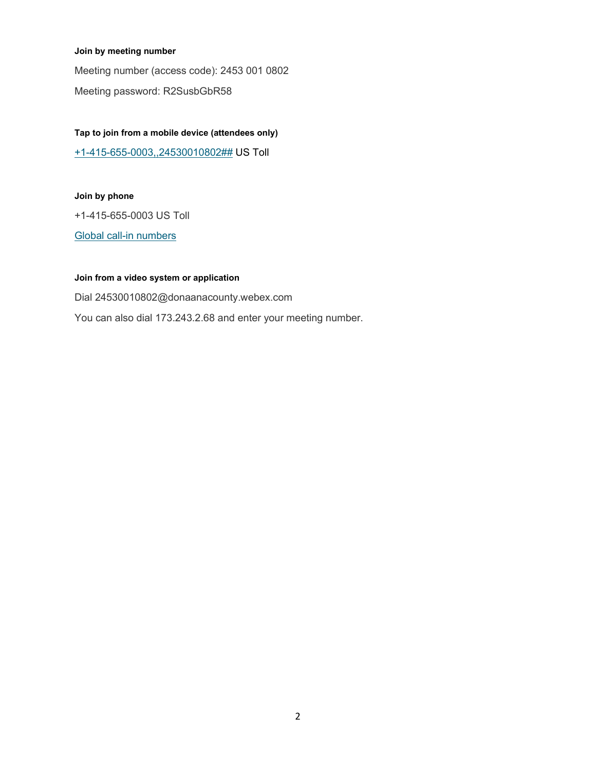**Join by meeting number**

Meeting number (access code): 2453 001 0802

Meeting password: R2SusbGbR58

**Tap to join from a mobile device (attendees only)**

+1-415-655-0003,,24530010802## US Toll

**Join by phone**

+1-415-655-0003 US Toll

Global call-in numbers

**Join from a video system or application**

Dial 24530010802@donaanacounty.webex.com

You can also dial 173.243.2.68 and enter your meeting number.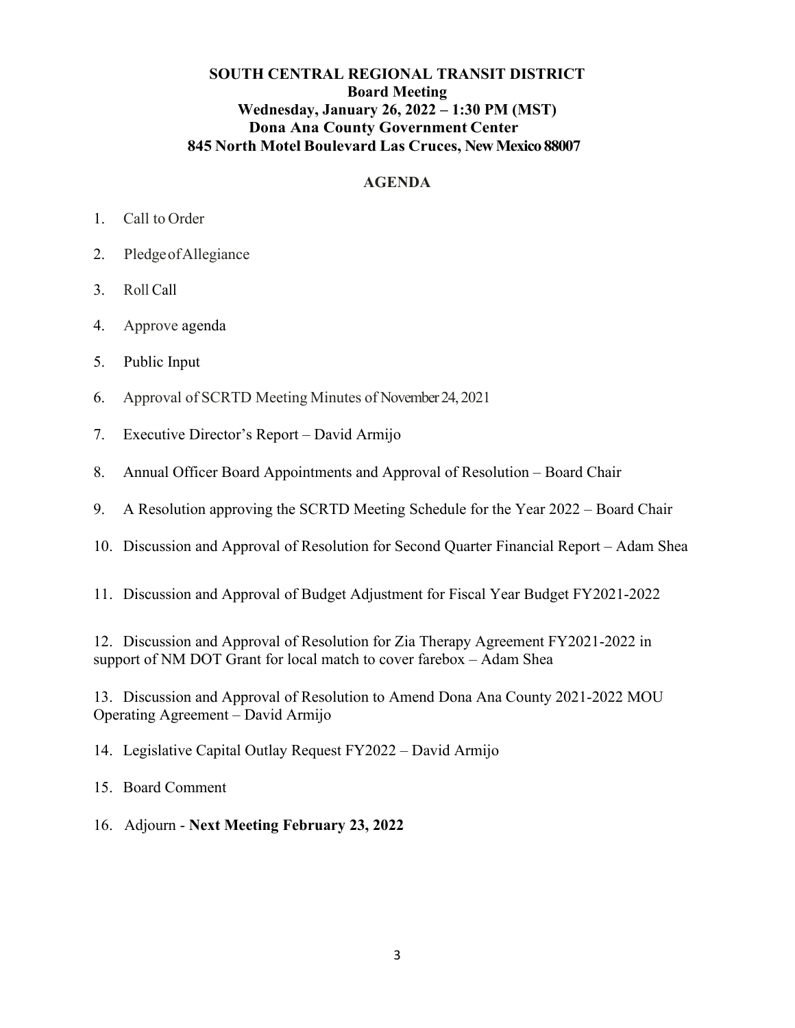**SOUTH CENTRAL REGIONAL TRANSIT DISTRICT**
**Board Meeting**
**Wednesday, January 26, 2022 – 1:30 PM (MST)**
**Dona Ana County Government Center**
**845 North Motel Boulevard Las Cruces, New Mexico 88007**

## AGENDA

1. Call to Order
2. Pledge of Allegiance
3. Roll Call
4. Approve agenda
5. Public Input
6. Approval of SCRTD Meeting Minutes of November 24, 2021
7. Executive Director's Report – David Armijo
8. Annual Officer Board Appointments and Approval of Resolution – Board Chair
9. A Resolution approving the SCRTD Meeting Schedule for the Year 2022 – Board Chair
10. Discussion and Approval of Resolution for Second Quarter Financial Report – Adam Shea
11. Discussion and Approval of Budget Adjustment for Fiscal Year Budget FY2021-2022
12. Discussion and Approval of Resolution for Zia Therapy Agreement FY2021-2022 in support of NM DOT Grant for local match to cover farebox – Adam Shea
13. Discussion and Approval of Resolution to Amend Dona Ana County 2021-2022 MOU Operating Agreement – David Armijo
14. Legislative Capital Outlay Request FY2022 – David Armijo
15. Board Comment
16. Adjourn - **Next Meeting February 23, 2022**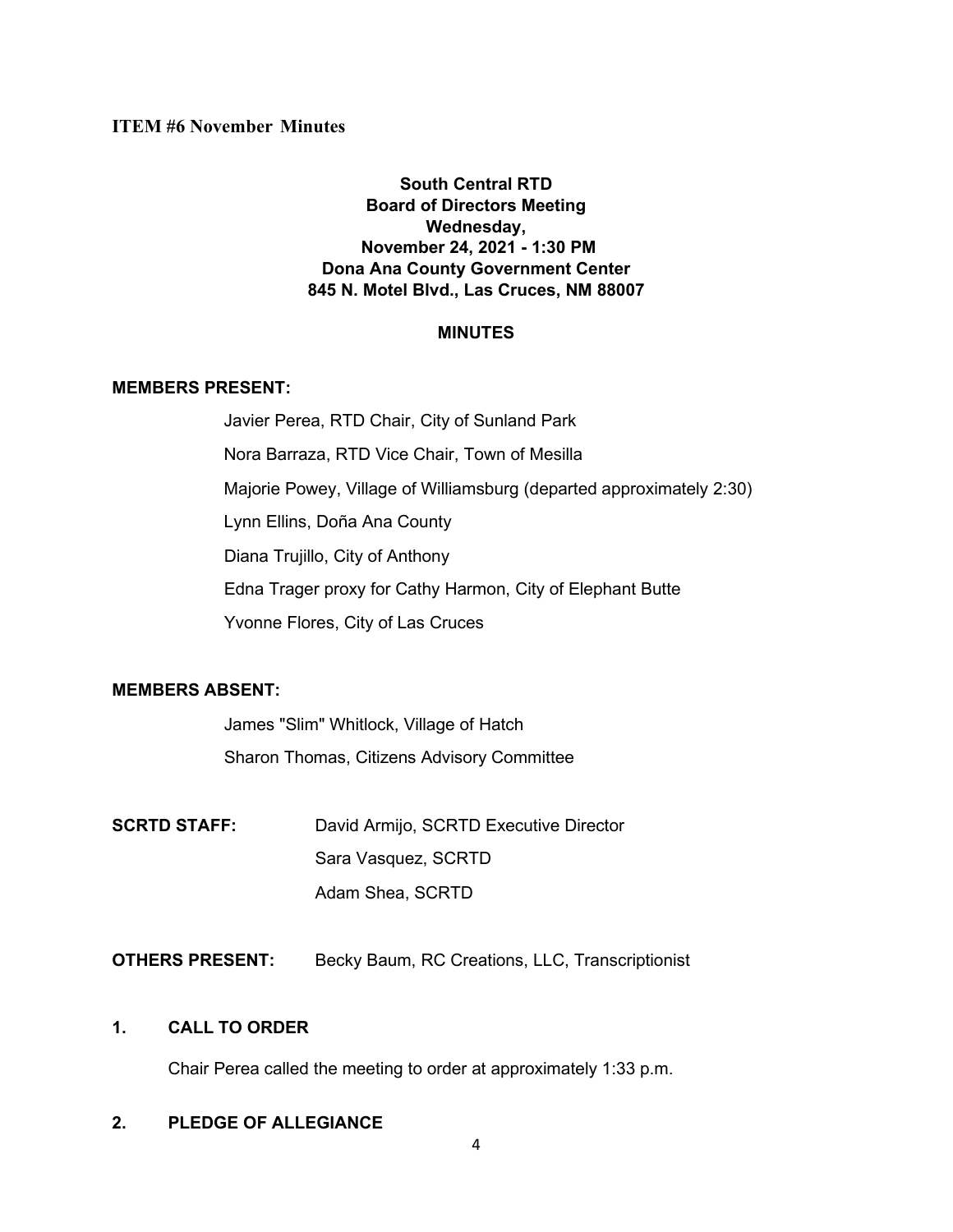**ITEM #6 November Minutes**

**South Central RTD**
**Board of Directors Meeting**
**Wednesday,**
**November 24, 2021 - 1:30 PM**
**Dona Ana County Government Center**
**845 N. Motel Blvd., Las Cruces, NM 88007**

**MINUTES**

**MEMBERS PRESENT:**

Javier Perea, RTD Chair, City of Sunland Park
Nora Barraza, RTD Vice Chair, Town of Mesilla
Majorie Powey, Village of Williamsburg (departed approximately 2:30)
Lynn Ellins, Doña Ana County
Diana Trujillo, City of Anthony
Edna Trager proxy for Cathy Harmon, City of Elephant Butte
Yvonne Flores, City of Las Cruces

**MEMBERS ABSENT:**

James "Slim" Whitlock, Village of Hatch
Sharon Thomas, Citizens Advisory Committee

**SCRTD STAFF:** David Armijo, SCRTD Executive Director
Sara Vasquez, SCRTD
Adam Shea, SCRTD

**OTHERS PRESENT:** Becky Baum, RC Creations, LLC, Transcriptionist

**1. CALL TO ORDER**

Chair Perea called the meeting to order at approximately 1:33 p.m.

**2. PLEDGE OF ALLEGIANCE**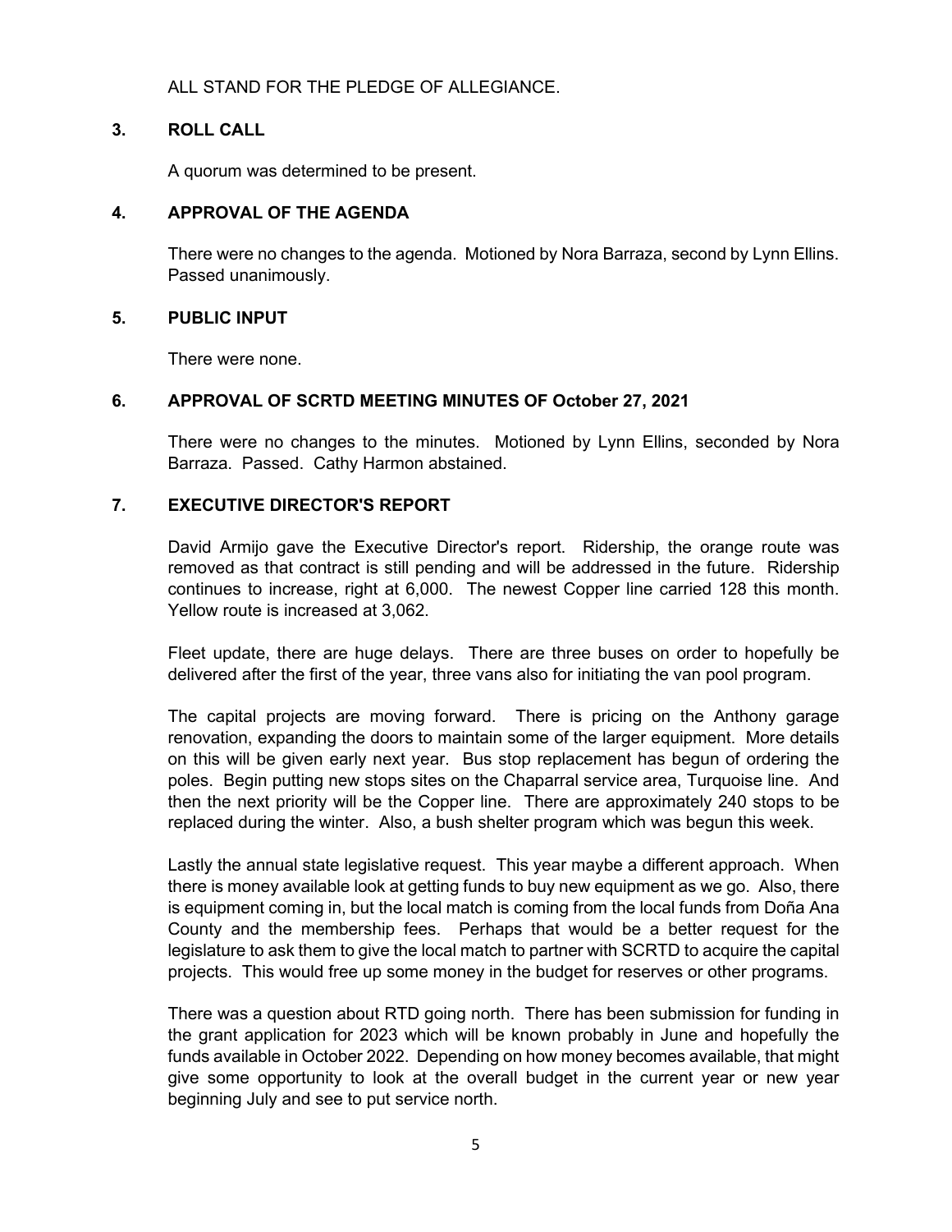ALL STAND FOR THE PLEDGE OF ALLEGIANCE.

## 3. ROLL CALL

A quorum was determined to be present.

## 4. APPROVAL OF THE AGENDA

There were no changes to the agenda. Motioned by Nora Barraza, second by Lynn Ellins. Passed unanimously.

## 5. PUBLIC INPUT

There were none.

## 6. APPROVAL OF SCRTD MEETING MINUTES OF October 27, 2021

There were no changes to the minutes. Motioned by Lynn Ellins, seconded by Nora Barraza. Passed. Cathy Harmon abstained.

## 7. EXECUTIVE DIRECTOR'S REPORT

David Armijo gave the Executive Director's report. Ridership, the orange route was removed as that contract is still pending and will be addressed in the future. Ridership continues to increase, right at 6,000. The newest Copper line carried 128 this month. Yellow route is increased at 3,062.

Fleet update, there are huge delays. There are three buses on order to hopefully be delivered after the first of the year, three vans also for initiating the van pool program.

The capital projects are moving forward. There is pricing on the Anthony garage renovation, expanding the doors to maintain some of the larger equipment. More details on this will be given early next year. Bus stop replacement has begun of ordering the poles. Begin putting new stops sites on the Chaparral service area, Turquoise line. And then the next priority will be the Copper line. There are approximately 240 stops to be replaced during the winter. Also, a bush shelter program which was begun this week.

Lastly the annual state legislative request. This year maybe a different approach. When there is money available look at getting funds to buy new equipment as we go. Also, there is equipment coming in, but the local match is coming from the local funds from Doña Ana County and the membership fees. Perhaps that would be a better request for the legislature to ask them to give the local match to partner with SCRTD to acquire the capital projects. This would free up some money in the budget for reserves or other programs.

There was a question about RTD going north. There has been submission for funding in the grant application for 2023 which will be known probably in June and hopefully the funds available in October 2022. Depending on how money becomes available, that might give some opportunity to look at the overall budget in the current year or new year beginning July and see to put service north.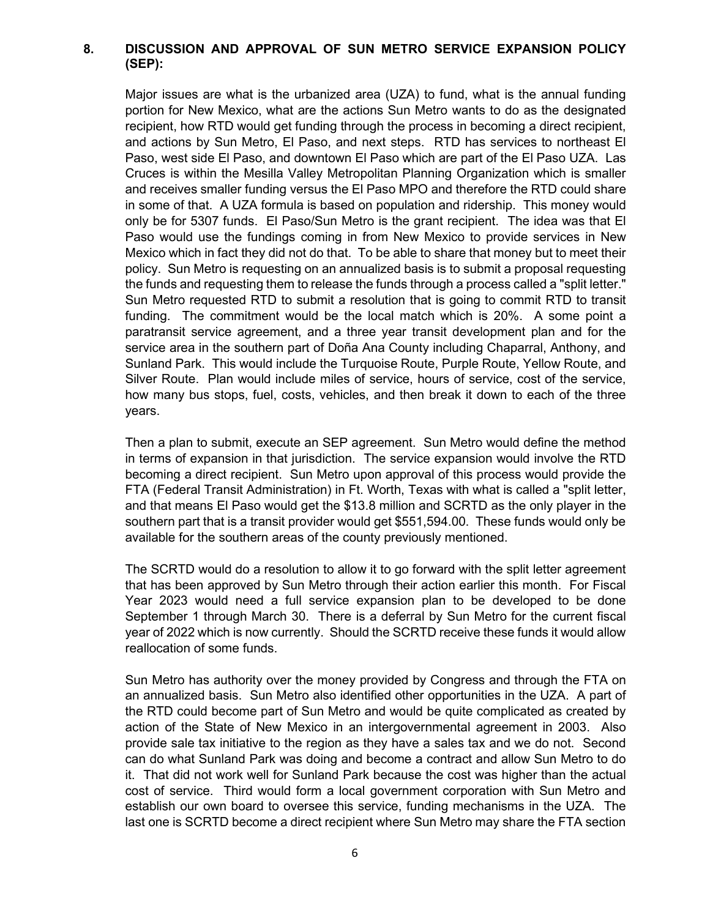## 8. DISCUSSION AND APPROVAL OF SUN METRO SERVICE EXPANSION POLICY (SEP):

Major issues are what is the urbanized area (UZA) to fund, what is the annual funding portion for New Mexico, what are the actions Sun Metro wants to do as the designated recipient, how RTD would get funding through the process in becoming a direct recipient, and actions by Sun Metro, El Paso, and next steps. RTD has services to northeast El Paso, west side El Paso, and downtown El Paso which are part of the El Paso UZA. Las Cruces is within the Mesilla Valley Metropolitan Planning Organization which is smaller and receives smaller funding versus the El Paso MPO and therefore the RTD could share in some of that. A UZA formula is based on population and ridership. This money would only be for 5307 funds. El Paso/Sun Metro is the grant recipient. The idea was that El Paso would use the fundings coming in from New Mexico to provide services in New Mexico which in fact they did not do that. To be able to share that money but to meet their policy. Sun Metro is requesting on an annualized basis is to submit a proposal requesting the funds and requesting them to release the funds through a process called a "split letter." Sun Metro requested RTD to submit a resolution that is going to commit RTD to transit funding. The commitment would be the local match which is 20%. A some point a paratransit service agreement, and a three year transit development plan and for the service area in the southern part of Doña Ana County including Chaparral, Anthony, and Sunland Park. This would include the Turquoise Route, Purple Route, Yellow Route, and Silver Route. Plan would include miles of service, hours of service, cost of the service, how many bus stops, fuel, costs, vehicles, and then break it down to each of the three years.

Then a plan to submit, execute an SEP agreement. Sun Metro would define the method in terms of expansion in that jurisdiction. The service expansion would involve the RTD becoming a direct recipient. Sun Metro upon approval of this process would provide the FTA (Federal Transit Administration) in Ft. Worth, Texas with what is called a "split letter, and that means El Paso would get the $13.8 million and SCRTD as the only player in the southern part that is a transit provider would get $551,594.00. These funds would only be available for the southern areas of the county previously mentioned.

The SCRTD would do a resolution to allow it to go forward with the split letter agreement that has been approved by Sun Metro through their action earlier this month. For Fiscal Year 2023 would need a full service expansion plan to be developed to be done September 1 through March 30. There is a deferral by Sun Metro for the current fiscal year of 2022 which is now currently. Should the SCRTD receive these funds it would allow reallocation of some funds.

Sun Metro has authority over the money provided by Congress and through the FTA on an annualized basis. Sun Metro also identified other opportunities in the UZA. A part of the RTD could become part of Sun Metro and would be quite complicated as created by action of the State of New Mexico in an intergovernmental agreement in 2003. Also provide sale tax initiative to the region as they have a sales tax and we do not. Second can do what Sunland Park was doing and become a contract and allow Sun Metro to do it. That did not work well for Sunland Park because the cost was higher than the actual cost of service. Third would form a local government corporation with Sun Metro and establish our own board to oversee this service, funding mechanisms in the UZA. The last one is SCRTD become a direct recipient where Sun Metro may share the FTA section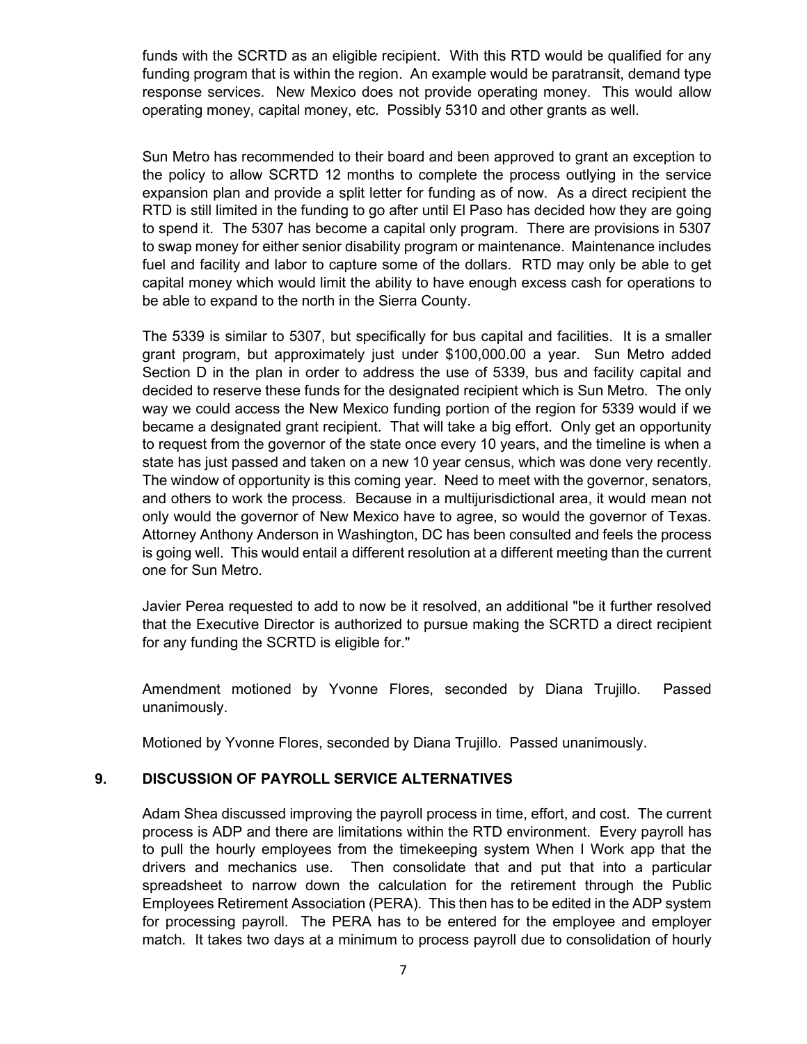funds with the SCRTD as an eligible recipient. With this RTD would be qualified for any funding program that is within the region. An example would be paratransit, demand type response services. New Mexico does not provide operating money. This would allow operating money, capital money, etc. Possibly 5310 and other grants as well.

Sun Metro has recommended to their board and been approved to grant an exception to the policy to allow SCRTD 12 months to complete the process outlying in the service expansion plan and provide a split letter for funding as of now. As a direct recipient the RTD is still limited in the funding to go after until El Paso has decided how they are going to spend it. The 5307 has become a capital only program. There are provisions in 5307 to swap money for either senior disability program or maintenance. Maintenance includes fuel and facility and labor to capture some of the dollars. RTD may only be able to get capital money which would limit the ability to have enough excess cash for operations to be able to expand to the north in the Sierra County.

The 5339 is similar to 5307, but specifically for bus capital and facilities. It is a smaller grant program, but approximately just under $100,000.00 a year. Sun Metro added Section D in the plan in order to address the use of 5339, bus and facility capital and decided to reserve these funds for the designated recipient which is Sun Metro. The only way we could access the New Mexico funding portion of the region for 5339 would if we became a designated grant recipient. That will take a big effort. Only get an opportunity to request from the governor of the state once every 10 years, and the timeline is when a state has just passed and taken on a new 10 year census, which was done very recently. The window of opportunity is this coming year. Need to meet with the governor, senators, and others to work the process. Because in a multijurisdictional area, it would mean not only would the governor of New Mexico have to agree, so would the governor of Texas. Attorney Anthony Anderson in Washington, DC has been consulted and feels the process is going well. This would entail a different resolution at a different meeting than the current one for Sun Metro.

Javier Perea requested to add to now be it resolved, an additional "be it further resolved that the Executive Director is authorized to pursue making the SCRTD a direct recipient for any funding the SCRTD is eligible for."

Amendment motioned by Yvonne Flores, seconded by Diana Trujillo. Passed unanimously.

Motioned by Yvonne Flores, seconded by Diana Trujillo. Passed unanimously.

## 9. DISCUSSION OF PAYROLL SERVICE ALTERNATIVES

Adam Shea discussed improving the payroll process in time, effort, and cost. The current process is ADP and there are limitations within the RTD environment. Every payroll has to pull the hourly employees from the timekeeping system When I Work app that the drivers and mechanics use. Then consolidate that and put that into a particular spreadsheet to narrow down the calculation for the retirement through the Public Employees Retirement Association (PERA). This then has to be edited in the ADP system for processing payroll. The PERA has to be entered for the employee and employer match. It takes two days at a minimum to process payroll due to consolidation of hourly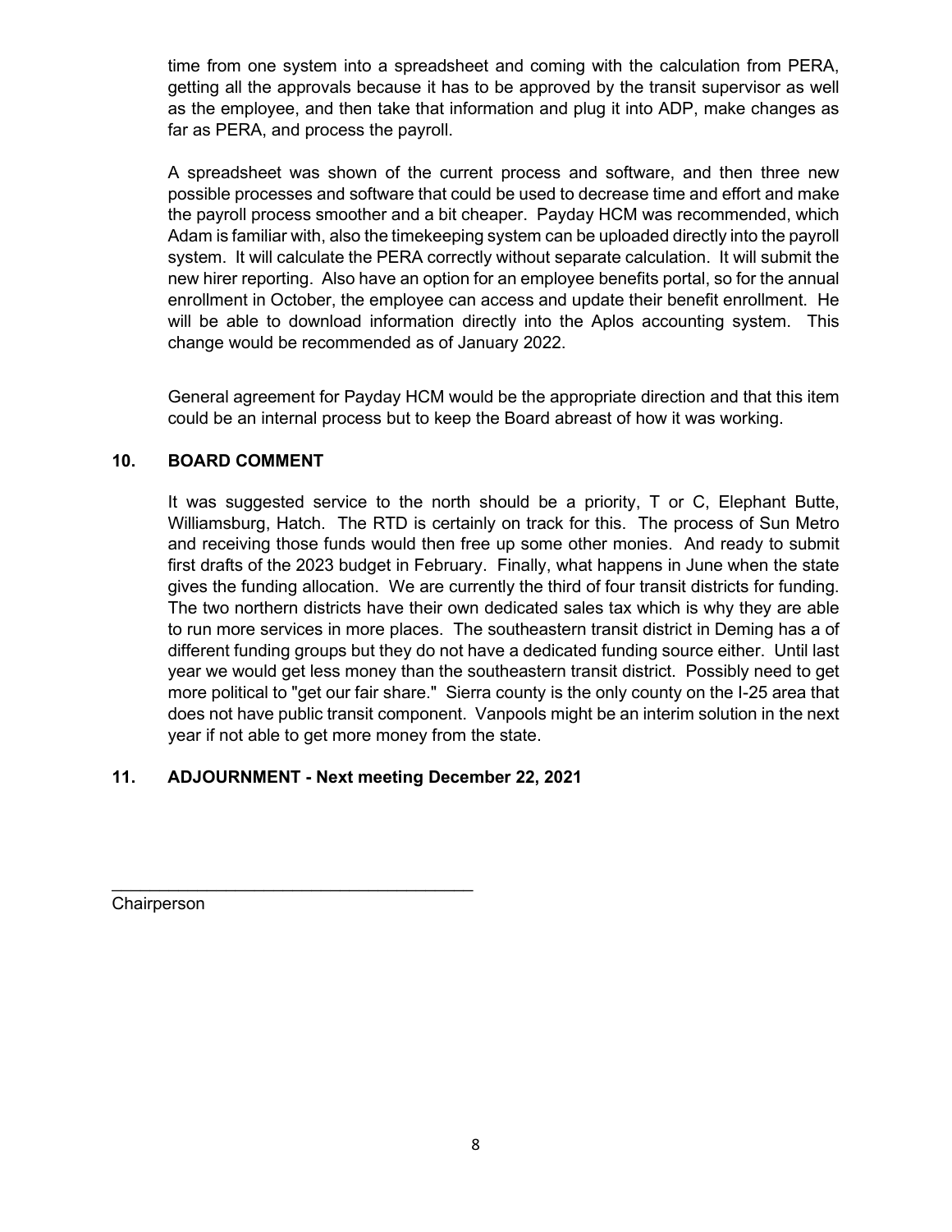time from one system into a spreadsheet and coming with the calculation from PERA, getting all the approvals because it has to be approved by the transit supervisor as well as the employee, and then take that information and plug it into ADP, make changes as far as PERA, and process the payroll.

A spreadsheet was shown of the current process and software, and then three new possible processes and software that could be used to decrease time and effort and make the payroll process smoother and a bit cheaper. Payday HCM was recommended, which Adam is familiar with, also the timekeeping system can be uploaded directly into the payroll system. It will calculate the PERA correctly without separate calculation. It will submit the new hirer reporting. Also have an option for an employee benefits portal, so for the annual enrollment in October, the employee can access and update their benefit enrollment. He will be able to download information directly into the Aplos accounting system. This change would be recommended as of January 2022.

General agreement for Payday HCM would be the appropriate direction and that this item could be an internal process but to keep the Board abreast of how it was working.

## 10. BOARD COMMENT

It was suggested service to the north should be a priority, T or C, Elephant Butte, Williamsburg, Hatch. The RTD is certainly on track for this. The process of Sun Metro and receiving those funds would then free up some other monies. And ready to submit first drafts of the 2023 budget in February. Finally, what happens in June when the state gives the funding allocation. We are currently the third of four transit districts for funding. The two northern districts have their own dedicated sales tax which is why they are able to run more services in more places. The southeastern transit district in Deming has a of different funding groups but they do not have a dedicated funding source either. Until last year we would get less money than the southeastern transit district. Possibly need to get more political to "get our fair share." Sierra county is the only county on the I-25 area that does not have public transit component. Vanpools might be an interim solution in the next year if not able to get more money from the state.

## 11. ADJOURNMENT - Next meeting December 22, 2021

\_\_\_\_\_\_\_\_\_\_\_\_\_\_\_\_\_\_\_\_\_\_\_\_\_\_\_\_\_\_\_\_\_\_\_\_\_\_\_\_

Chairperson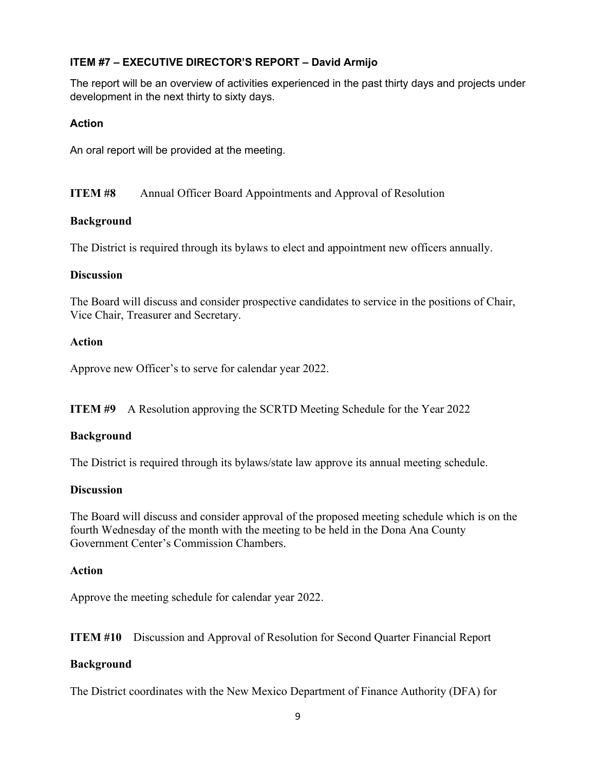### ITEM #7 – EXECUTIVE DIRECTOR'S REPORT – David Armijo

The report will be an overview of activities experienced in the past thirty days and projects under development in the next thirty to sixty days.

**Action**

An oral report will be provided at the meeting.

### ITEM #8 Annual Officer Board Appointments and Approval of Resolution

**Background**

The District is required through its bylaws to elect and appointment new officers annually.

**Discussion**

The Board will discuss and consider prospective candidates to service in the positions of Chair, Vice Chair, Treasurer and Secretary.

**Action**

Approve new Officer's to serve for calendar year 2022.

### ITEM #9 A Resolution approving the SCRTD Meeting Schedule for the Year 2022

**Background**

The District is required through its bylaws/state law approve its annual meeting schedule.

**Discussion**

The Board will discuss and consider approval of the proposed meeting schedule which is on the fourth Wednesday of the month with the meeting to be held in the Dona Ana County Government Center's Commission Chambers.

**Action**

Approve the meeting schedule for calendar year 2022.

### ITEM #10 Discussion and Approval of Resolution for Second Quarter Financial Report

**Background**

The District coordinates with the New Mexico Department of Finance Authority (DFA) for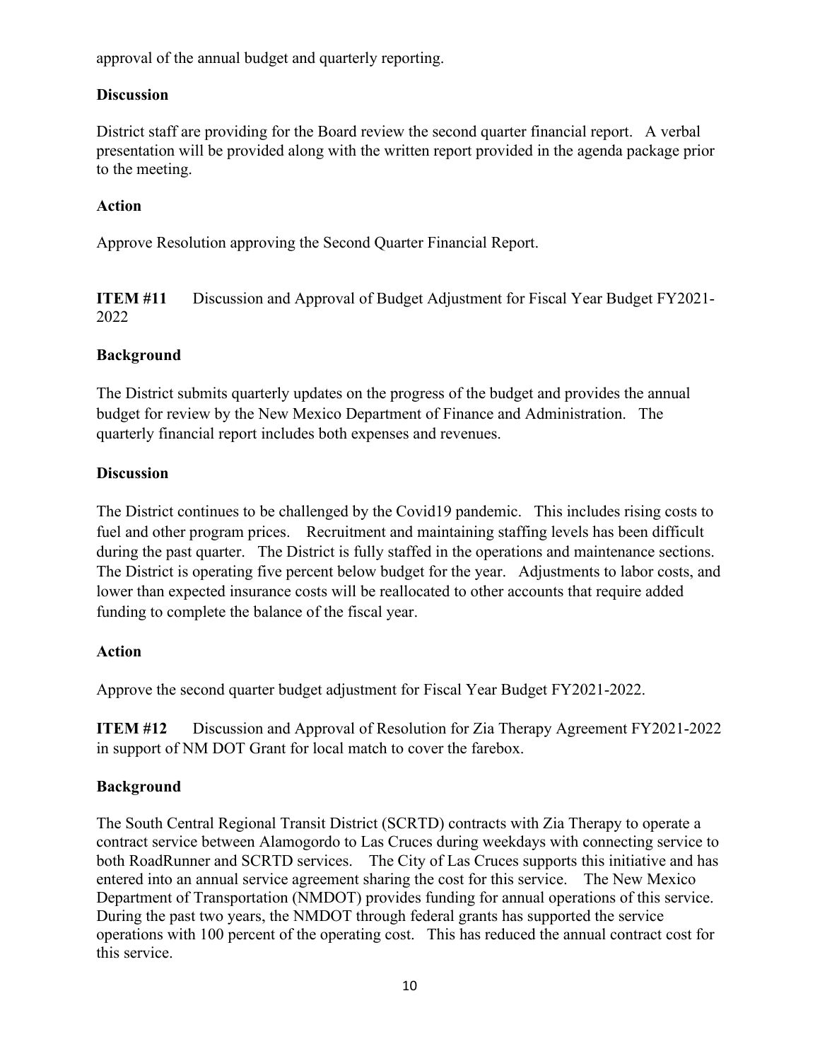approval of the annual budget and quarterly reporting.

**Discussion**

District staff are providing for the Board review the second quarter financial report. A verbal presentation will be provided along with the written report provided in the agenda package prior to the meeting.

**Action**

Approve Resolution approving the Second Quarter Financial Report.

**ITEM #11** Discussion and Approval of Budget Adjustment for Fiscal Year Budget FY2021-2022

**Background**

The District submits quarterly updates on the progress of the budget and provides the annual budget for review by the New Mexico Department of Finance and Administration. The quarterly financial report includes both expenses and revenues.

**Discussion**

The District continues to be challenged by the Covid19 pandemic. This includes rising costs to fuel and other program prices. Recruitment and maintaining staffing levels has been difficult during the past quarter. The District is fully staffed in the operations and maintenance sections. The District is operating five percent below budget for the year. Adjustments to labor costs, and lower than expected insurance costs will be reallocated to other accounts that require added funding to complete the balance of the fiscal year.

**Action**

Approve the second quarter budget adjustment for Fiscal Year Budget FY2021-2022.

**ITEM #12** Discussion and Approval of Resolution for Zia Therapy Agreement FY2021-2022 in support of NM DOT Grant for local match to cover the farebox.

**Background**

The South Central Regional Transit District (SCRTD) contracts with Zia Therapy to operate a contract service between Alamogordo to Las Cruces during weekdays with connecting service to both RoadRunner and SCRTD services. The City of Las Cruces supports this initiative and has entered into an annual service agreement sharing the cost for this service. The New Mexico Department of Transportation (NMDOT) provides funding for annual operations of this service. During the past two years, the NMDOT through federal grants has supported the service operations with 100 percent of the operating cost. This has reduced the annual contract cost for this service.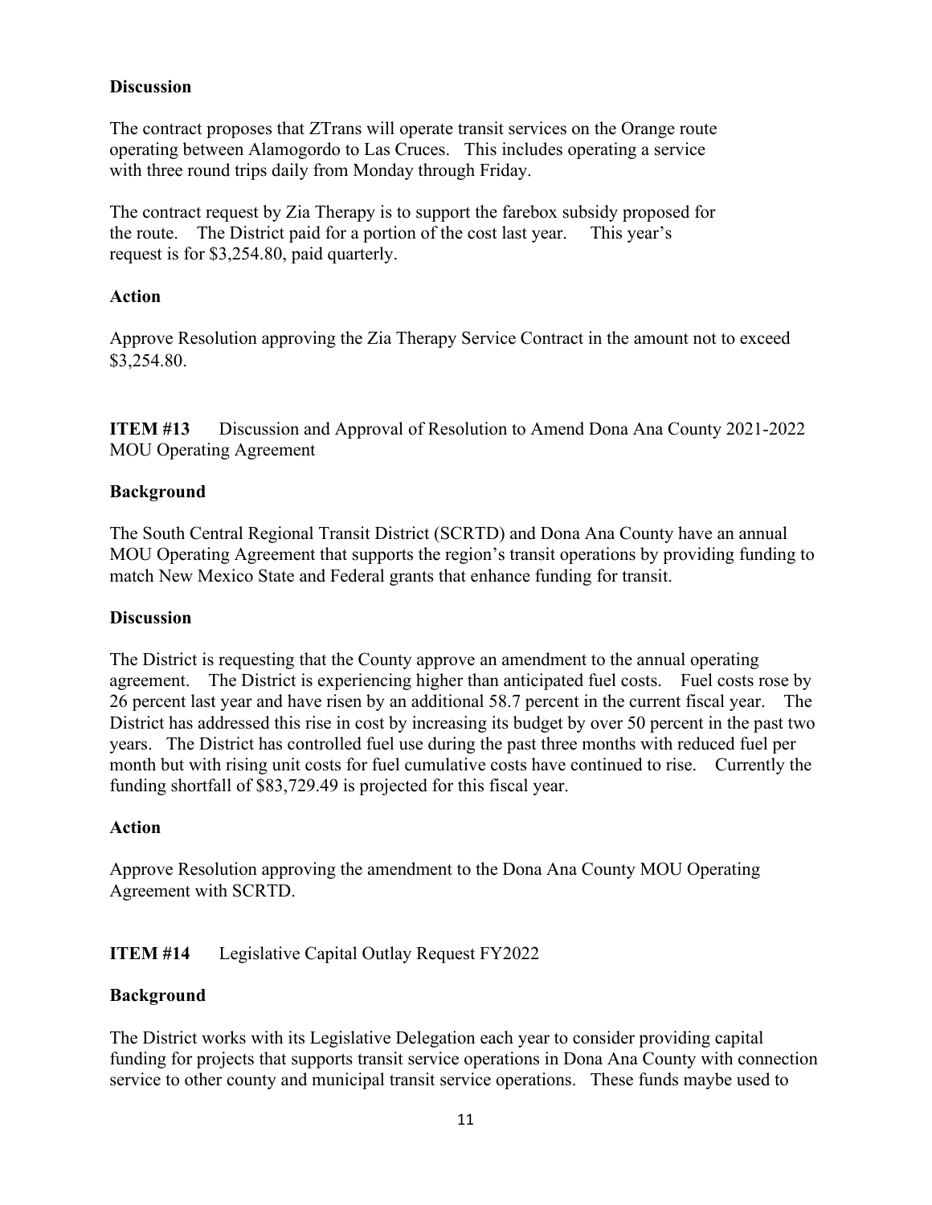### Discussion

The contract proposes that ZTrans will operate transit services on the Orange route operating between Alamogordo to Las Cruces. This includes operating a service with three round trips daily from Monday through Friday.

The contract request by Zia Therapy is to support the farebox subsidy proposed for the route. The District paid for a portion of the cost last year. This year's request is for $3,254.80, paid quarterly.

### Action

Approve Resolution approving the Zia Therapy Service Contract in the amount not to exceed $3,254.80.

**ITEM #13** Discussion and Approval of Resolution to Amend Dona Ana County 2021-2022 MOU Operating Agreement

### Background

The South Central Regional Transit District (SCRTD) and Dona Ana County have an annual MOU Operating Agreement that supports the region's transit operations by providing funding to match New Mexico State and Federal grants that enhance funding for transit.

### Discussion

The District is requesting that the County approve an amendment to the annual operating agreement. The District is experiencing higher than anticipated fuel costs. Fuel costs rose by 26 percent last year and have risen by an additional 58.7 percent in the current fiscal year. The District has addressed this rise in cost by increasing its budget by over 50 percent in the past two years. The District has controlled fuel use during the past three months with reduced fuel per month but with rising unit costs for fuel cumulative costs have continued to rise. Currently the funding shortfall of $83,729.49 is projected for this fiscal year.

### Action

Approve Resolution approving the amendment to the Dona Ana County MOU Operating Agreement with SCRTD.

**ITEM #14** Legislative Capital Outlay Request FY2022

### Background

The District works with its Legislative Delegation each year to consider providing capital funding for projects that supports transit service operations in Dona Ana County with connection service to other county and municipal transit service operations. These funds maybe used to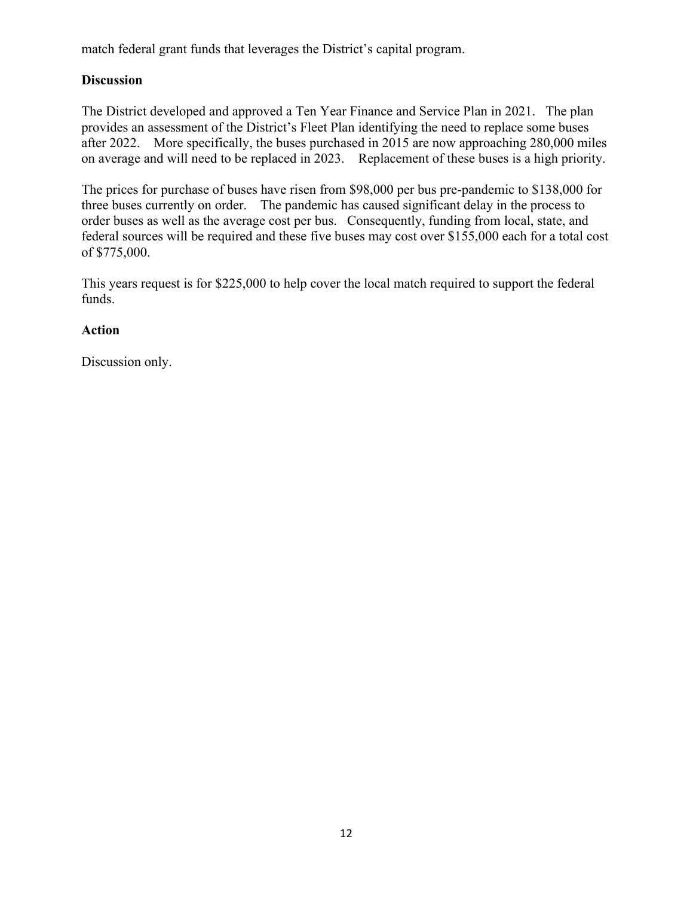match federal grant funds that leverages the District's capital program.

**Discussion**

The District developed and approved a Ten Year Finance and Service Plan in 2021. The plan provides an assessment of the District's Fleet Plan identifying the need to replace some buses after 2022. More specifically, the buses purchased in 2015 are now approaching 280,000 miles on average and will need to be replaced in 2023. Replacement of these buses is a high priority.

The prices for purchase of buses have risen from $98,000 per bus pre-pandemic to $138,000 for three buses currently on order. The pandemic has caused significant delay in the process to order buses as well as the average cost per bus. Consequently, funding from local, state, and federal sources will be required and these five buses may cost over $155,000 each for a total cost of $775,000.

This years request is for $225,000 to help cover the local match required to support the federal funds.

**Action**

Discussion only.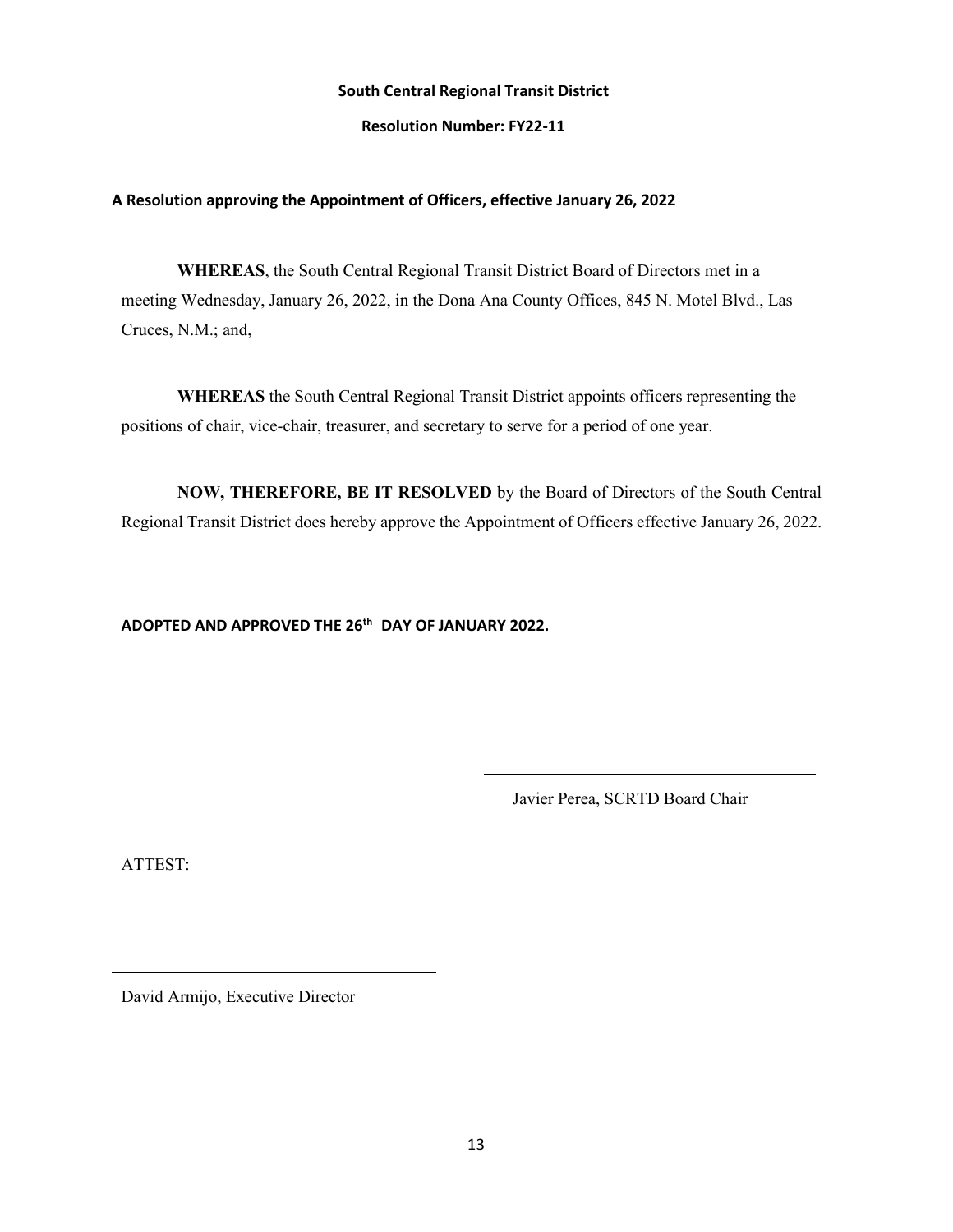**South Central Regional Transit District**

**Resolution Number: FY22-11**

**A Resolution approving the Appointment of Officers, effective January 26, 2022**

**WHEREAS**, the South Central Regional Transit District Board of Directors met in a meeting Wednesday, January 26, 2022, in the Dona Ana County Offices, 845 N. Motel Blvd., Las Cruces, N.M.; and,

**WHEREAS** the South Central Regional Transit District appoints officers representing the positions of chair, vice-chair, treasurer, and secretary to serve for a period of one year.

**NOW, THEREFORE, BE IT RESOLVED** by the Board of Directors of the South Central Regional Transit District does hereby approve the Appointment of Officers effective January 26, 2022.

**ADOPTED AND APPROVED THE 26th DAY OF JANUARY 2022.**

\_\_\_\_\_\_\_\_\_\_\_\_\_\_\_\_\_\_\_\_\_\_\_\_\_\_\_\_\_\_\_\_\_\_\_\_

Javier Perea, SCRTD Board Chair

ATTEST:

\_\_\_\_\_\_\_\_\_\_\_\_\_\_\_\_\_\_\_\_\_\_\_\_\_\_\_\_\_\_\_\_\_\_\_\_

David Armijo, Executive Director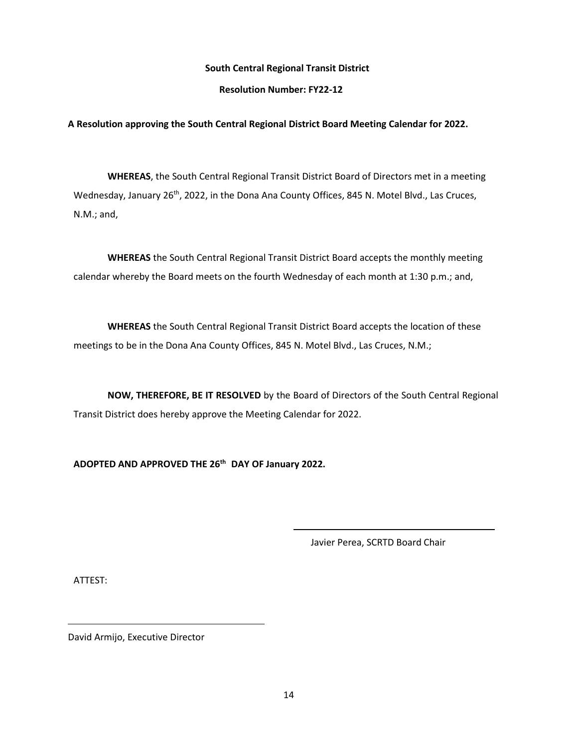**South Central Regional Transit District**

**Resolution Number: FY22-12**

**A Resolution approving the South Central Regional District Board Meeting Calendar for 2022.**

**WHEREAS**, the South Central Regional Transit District Board of Directors met in a meeting Wednesday, January 26th, 2022, in the Dona Ana County Offices, 845 N. Motel Blvd., Las Cruces, N.M.; and,

**WHEREAS** the South Central Regional Transit District Board accepts the monthly meeting calendar whereby the Board meets on the fourth Wednesday of each month at 1:30 p.m.; and,

**WHEREAS** the South Central Regional Transit District Board accepts the location of these meetings to be in the Dona Ana County Offices, 845 N. Motel Blvd., Las Cruces, N.M.;

**NOW, THEREFORE, BE IT RESOLVED** by the Board of Directors of the South Central Regional Transit District does hereby approve the Meeting Calendar for 2022.

**ADOPTED AND APPROVED THE 26th DAY OF January 2022.**

\_\_\_\_\_\_\_\_\_\_\_\_\_\_\_\_\_\_\_\_\_\_\_\_\_\_\_\_\_\_\_\_\_\_\_\_\_\_

Javier Perea, SCRTD Board Chair

ATTEST:

\_\_\_\_\_\_\_\_\_\_\_\_\_\_\_\_\_\_\_\_\_\_\_\_\_\_\_\_\_\_\_\_\_\_\_\_\_\_

David Armijo, Executive Director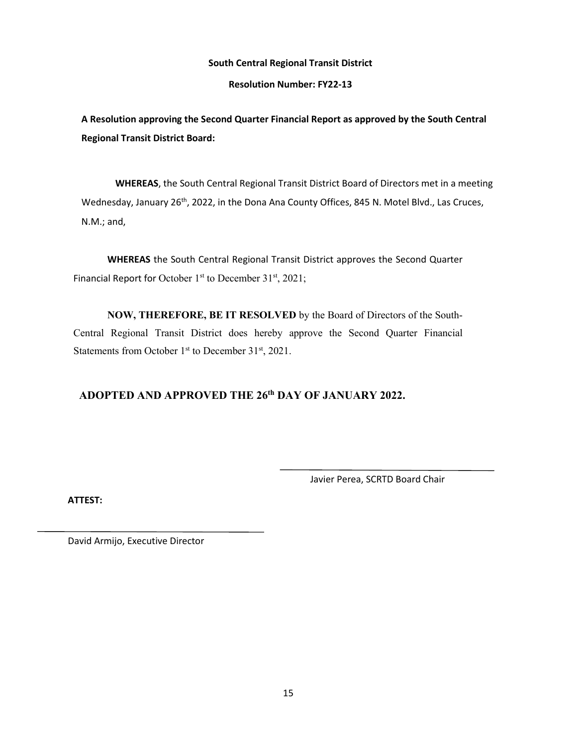**South Central Regional Transit District**

**Resolution Number: FY22-13**

**A Resolution approving the Second Quarter Financial Report as approved by the South Central Regional Transit District Board:**

**WHEREAS**, the South Central Regional Transit District Board of Directors met in a meeting Wednesday, January 26th, 2022, in the Dona Ana County Offices, 845 N. Motel Blvd., Las Cruces, N.M.; and,

**WHEREAS** the South Central Regional Transit District approves the Second Quarter Financial Report for October 1st to December 31st, 2021;

**NOW, THEREFORE, BE IT RESOLVED** by the Board of Directors of the South-Central Regional Transit District does hereby approve the Second Quarter Financial Statements from October 1st to December 31st, 2021.

**ADOPTED AND APPROVED THE 26th DAY OF JANUARY 2022.**

\_\_\_\_\_\_\_\_\_\_\_\_\_\_\_\_\_\_\_\_\_\_\_\_\_\_\_\_\_\_\_\_\_\_\_\_

Javier Perea, SCRTD Board Chair

**ATTEST:**

\_\_\_\_\_\_\_\_\_\_\_\_\_\_\_\_\_\_\_\_\_\_\_\_\_\_\_\_\_\_\_\_\_\_\_\_

David Armijo, Executive Director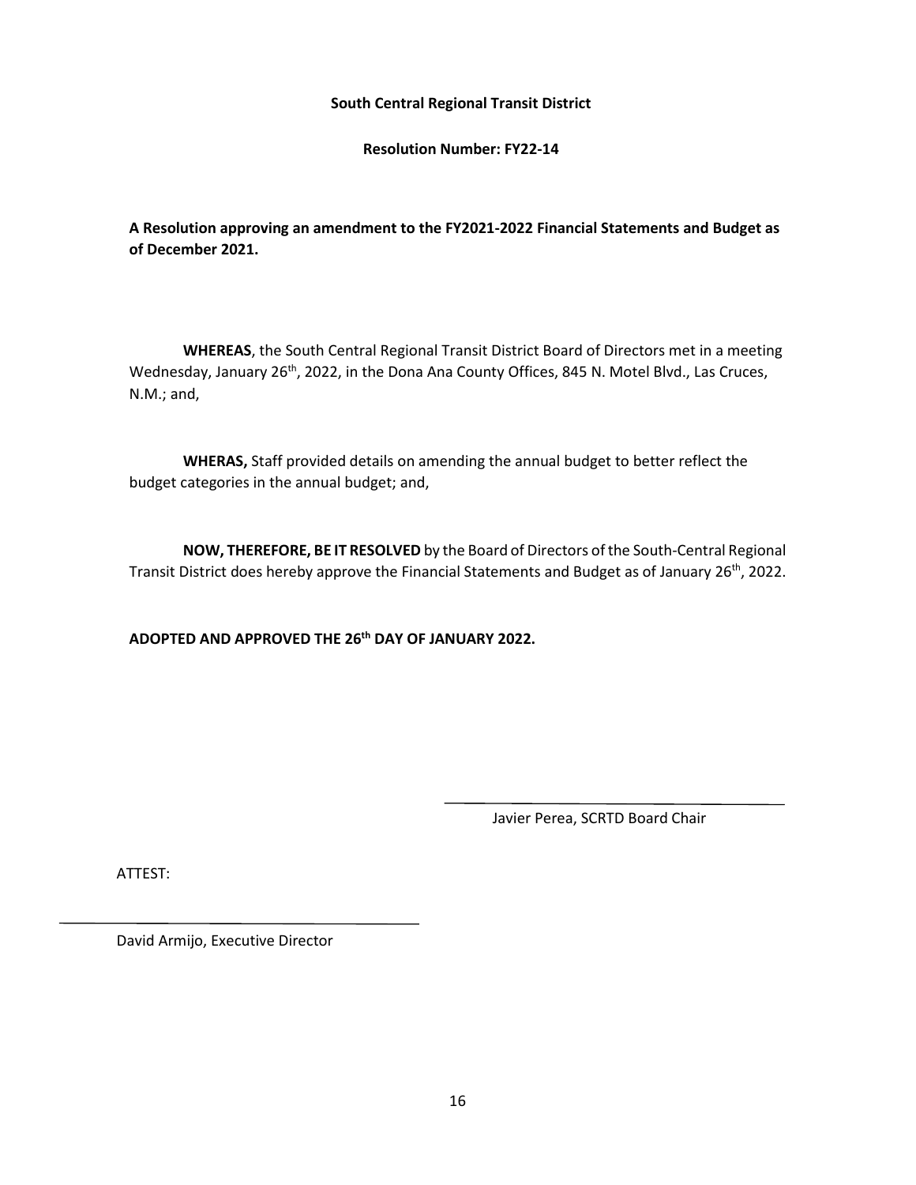**South Central Regional Transit District**

**Resolution Number: FY22-14**

**A Resolution approving an amendment to the FY2021-2022 Financial Statements and Budget as of December 2021.**

**WHEREAS**, the South Central Regional Transit District Board of Directors met in a meeting Wednesday, January 26th, 2022, in the Dona Ana County Offices, 845 N. Motel Blvd., Las Cruces, N.M.; and,

**WHERAS,** Staff provided details on amending the annual budget to better reflect the budget categories in the annual budget; and,

**NOW, THEREFORE, BE IT RESOLVED** by the Board of Directors of the South-Central Regional Transit District does hereby approve the Financial Statements and Budget as of January 26th, 2022.

**ADOPTED AND APPROVED THE 26th DAY OF JANUARY 2022.**

\_\_\_\_\_\_\_\_\_\_\_\_\_\_\_\_\_\_\_\_\_\_\_\_\_\_\_\_\_\_\_\_\_\_\_\_

Javier Perea, SCRTD Board Chair

ATTEST:

\_\_\_\_\_\_\_\_\_\_\_\_\_\_\_\_\_\_\_\_\_\_\_\_\_\_\_\_\_\_\_\_\_\_\_\_

David Armijo, Executive Director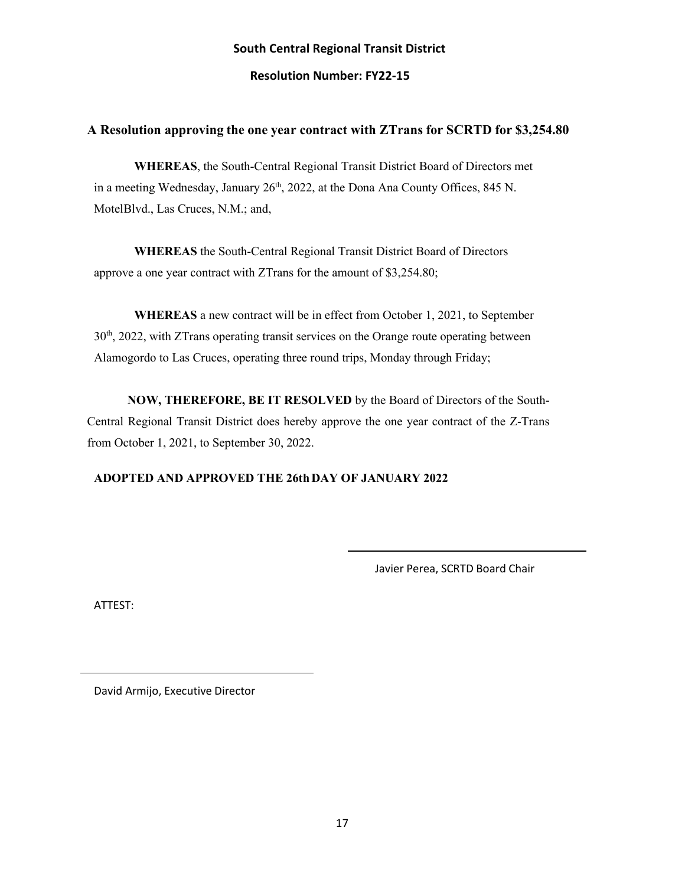**South Central Regional Transit District**

**Resolution Number: FY22-15**

## A Resolution approving the one year contract with ZTrans for SCRTD for $3,254.80

**WHEREAS**, the South-Central Regional Transit District Board of Directors met in a meeting Wednesday, January 26th, 2022, at the Dona Ana County Offices, 845 N. MotelBlvd., Las Cruces, N.M.; and,

**WHEREAS** the South-Central Regional Transit District Board of Directors approve a one year contract with ZTrans for the amount of $3,254.80;

**WHEREAS** a new contract will be in effect from October 1, 2021, to September 30th, 2022, with ZTrans operating transit services on the Orange route operating between Alamogordo to Las Cruces, operating three round trips, Monday through Friday;

**NOW, THEREFORE, BE IT RESOLVED** by the Board of Directors of the South-Central Regional Transit District does hereby approve the one year contract of the Z-Trans from October 1, 2021, to September 30, 2022.

**ADOPTED AND APPROVED THE 26th DAY OF JANUARY 2022**

\_\_\_\_\_\_\_\_\_\_\_\_\_\_\_\_\_\_\_\_\_\_\_\_\_\_\_\_\_\_\_\_\_\_\_\_

Javier Perea, SCRTD Board Chair

ATTEST:

\_\_\_\_\_\_\_\_\_\_\_\_\_\_\_\_\_\_\_\_\_\_\_\_\_\_\_\_\_\_\_\_\_\_\_\_

David Armijo, Executive Director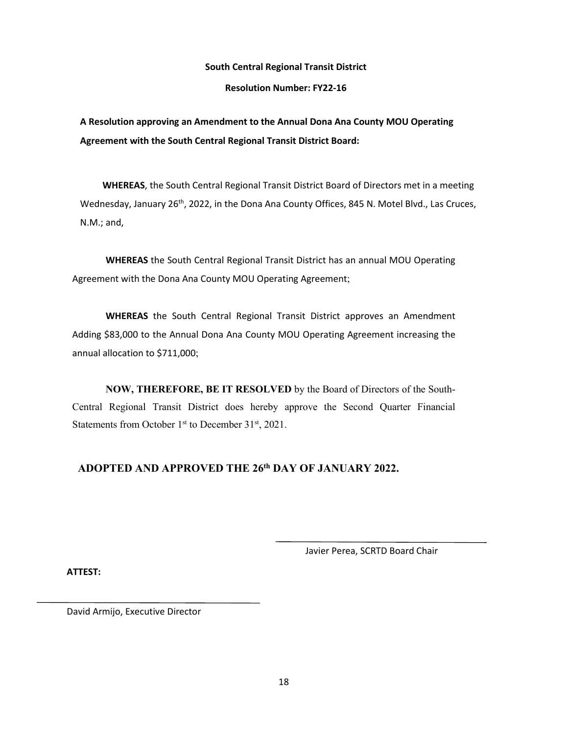**South Central Regional Transit District**

**Resolution Number: FY22-16**

**A Resolution approving an Amendment to the Annual Dona Ana County MOU Operating Agreement with the South Central Regional Transit District Board:**

**WHEREAS**, the South Central Regional Transit District Board of Directors met in a meeting Wednesday, January 26th, 2022, in the Dona Ana County Offices, 845 N. Motel Blvd., Las Cruces, N.M.; and,

**WHEREAS** the South Central Regional Transit District has an annual MOU Operating Agreement with the Dona Ana County MOU Operating Agreement;

**WHEREAS** the South Central Regional Transit District approves an Amendment Adding $83,000 to the Annual Dona Ana County MOU Operating Agreement increasing the annual allocation to $711,000;

**NOW, THEREFORE, BE IT RESOLVED** by the Board of Directors of the South-Central Regional Transit District does hereby approve the Second Quarter Financial Statements from October 1st to December 31st, 2021.

**ADOPTED AND APPROVED THE 26th DAY OF JANUARY 2022.**

Javier Perea, SCRTD Board Chair

**ATTEST:**

David Armijo, Executive Director